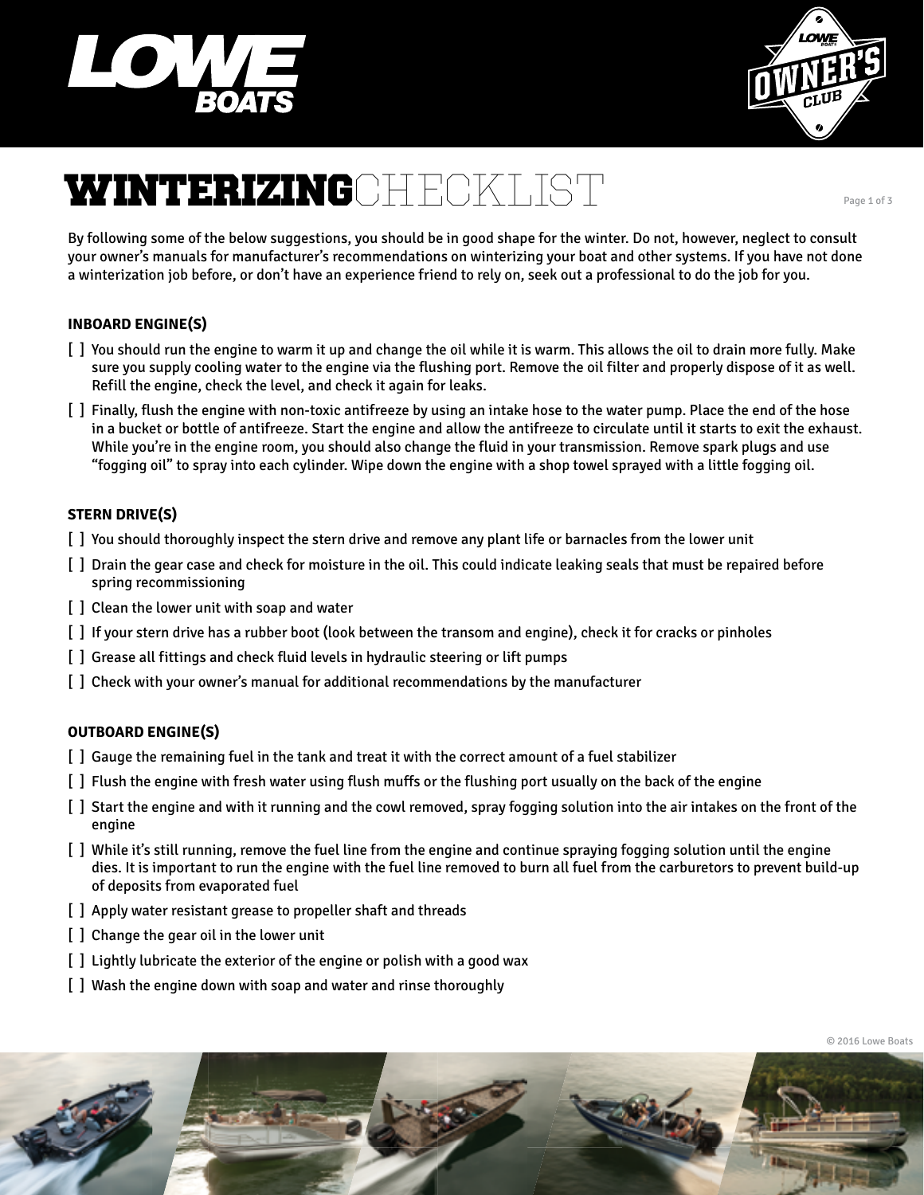# WINTERIZING CHECKLIST

By following some of the below suggestions, you should be in good shape for the winter. Do not, however, neglect to consult your owner's manuals for manufacturer's recommendations on winterizing your boat and other systems. If you have not done a winterization job before, or don't have an experience friend to rely on, seek out a professional to do the job for you.

### INBOARD ENGINE(S)

- [ ] You should run the engine to warm it up and change the oil while it is warm. This allows the oil to drain more fully. Make sure you supply cooling water to the engine via the flushing port. Remove the oil filter and properly dispose of it as well. Refill the engine, check the level, and check it again for leaks.
- [ ] Finally, flush the engine with non-toxic antifreeze by using an intake hose to the water pump. Place the end of the hose in a bucket or bottle of antifreeze. Start the engine and allow the antifreeze to circulate until it starts to exit the exhaust. While you're in the engine room, you should also change the fluid in your transmission. Remove spark plugs and use "fogging oil" to spray into each cylinder. Wipe down the engine with a shop towel sprayed with a little fogging oil.

### STERN DRIVE(S)

- [ ] You should thoroughly inspect the stern drive and remove any plant life or barnacles from the lower unit
- [ ] Drain the gear case and check for moisture in the oil. This could indicate leaking seals that must be repaired before spring recommissioning
- [ ] Clean the lower unit with soap and water
- [ ] If your stern drive has a rubber boot (look between the transom and engine), check it for cracks or pinholes
- [ ] Grease all fittings and check fluid levels in hydraulic steering or lift pumps
- [ ] Check with your owner's manual for additional recommendations by the manufacturer

### OUTBOARD ENGINE(S)

- [ ] Gauge the remaining fuel in the tank and treat it with the correct amount of a fuel stabilizer
- [ ] Flush the engine with fresh water using flush muffs or the flushing port usually on the back of the engine
- [ ] Start the engine and with it running and the cowl removed, spray fogging solution into the air intakes on the front of the engine
- [ ] While it's still running, remove the fuel line from the engine and continue spraying fogging solution until the engine dies. It is important to run the engine with the fuel line removed to burn all fuel from the carburetors to prevent build-up of deposits from evaporated fuel
- [ ] Apply water resistant grease to propeller shaft and threads
- [ ] Change the gear oil in the lower unit
- [ ] Lightly lubricate the exterior of the engine or polish with a good wax
- [ ] Wash the engine down with soap and water and rinse thoroughly

© 2016 Lowe Boats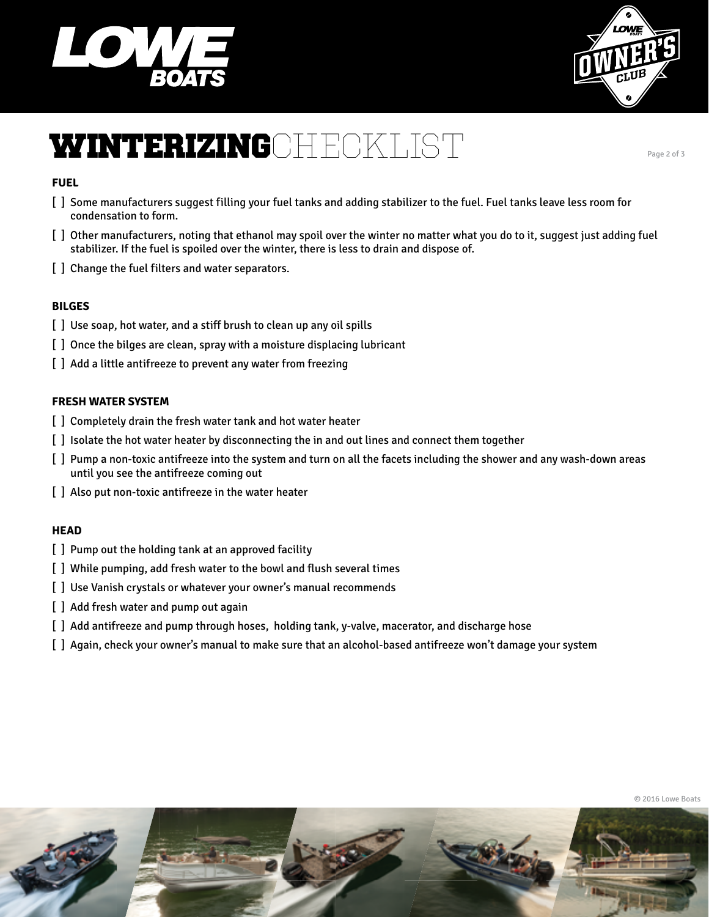# WINTERIZING CHECKLIST

**FUEL**

[ ] Some manufacturers suggest filling your fuel tanks and adding stabilizer to the fuel. Fuel tanks leave less room for condensation to form.

[ ] Other manufacturers, noting that ethanol may spoil over the winter no matter what you do to it, suggest just adding fuel stabilizer. If the fuel is spoiled over the winter, there is less to drain and dispose of.

[ ] Change the fuel filters and water separators.

**BILGES**

[ ] Use soap, hot water, and a stiff brush to clean up any oil spills

[ ] Once the bilges are clean, spray with a moisture displacing lubricant

[ ] Add a little antifreeze to prevent any water from freezing

**FRESH WATER SYSTEM**

[ ] Completely drain the fresh water tank and hot water heater

[ ] Isolate the hot water heater by disconnecting the in and out lines and connect them together

[ ] Pump a non-toxic antifreeze into the system and turn on all the facets including the shower and any wash-down areas until you see the antifreeze coming out

[ ] Also put non-toxic antifreeze in the water heater

**HEAD**

[ ] Pump out the holding tank at an approved facility

[ ] While pumping, add fresh water to the bowl and flush several times

[ ] Use Vanish crystals or whatever your owner's manual recommends

[ ] Add fresh water and pump out again

[ ] Add antifreeze and pump through hoses, holding tank, y-valve, macerator, and discharge hose

[ ] Again, check your owner's manual to make sure that an alcohol-based antifreeze won't damage your system

© 2016 Lowe Boats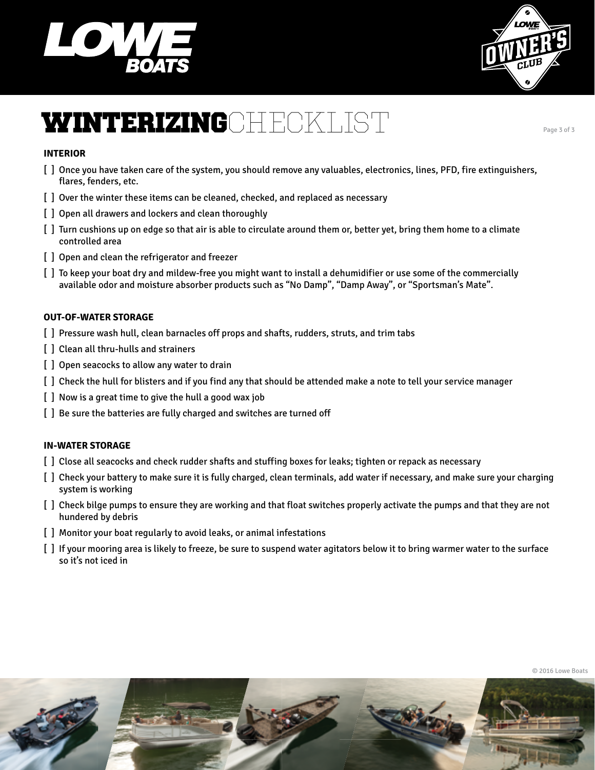# WINTERIZINGCHECKLIST

**INTERIOR**

[ ] Once you have taken care of the system, you should remove any valuables, electronics, lines, PFD, fire extinguishers, flares, fenders, etc.

[ ] Over the winter these items can be cleaned, checked, and replaced as necessary

[ ] Open all drawers and lockers and clean thoroughly

[ ] Turn cushions up on edge so that air is able to circulate around them or, better yet, bring them home to a climate controlled area

[ ] Open and clean the refrigerator and freezer

[ ] To keep your boat dry and mildew-free you might want to install a dehumidifier or use some of the commercially available odor and moisture absorber products such as "No Damp", "Damp Away", or "Sportsman's Mate".

**OUT-OF-WATER STORAGE**

[ ] Pressure wash hull, clean barnacles off props and shafts, rudders, struts, and trim tabs

[ ] Clean all thru-hulls and strainers

[ ] Open seacocks to allow any water to drain

[ ] Check the hull for blisters and if you find any that should be attended make a note to tell your service manager

[ ] Now is a great time to give the hull a good wax job

[ ] Be sure the batteries are fully charged and switches are turned off

**IN-WATER STORAGE**

[ ] Close all seacocks and check rudder shafts and stuffing boxes for leaks; tighten or repack as necessary

[ ] Check your battery to make sure it is fully charged, clean terminals, add water if necessary, and make sure your charging system is working

[ ] Check bilge pumps to ensure they are working and that float switches properly activate the pumps and that they are not hundered by debris

[ ] Monitor your boat regularly to avoid leaks, or animal infestations

[ ] If your mooring area is likely to freeze, be sure to suspend water agitators below it to bring warmer water to the surface so it's not iced in

© 2016 Lowe Boats